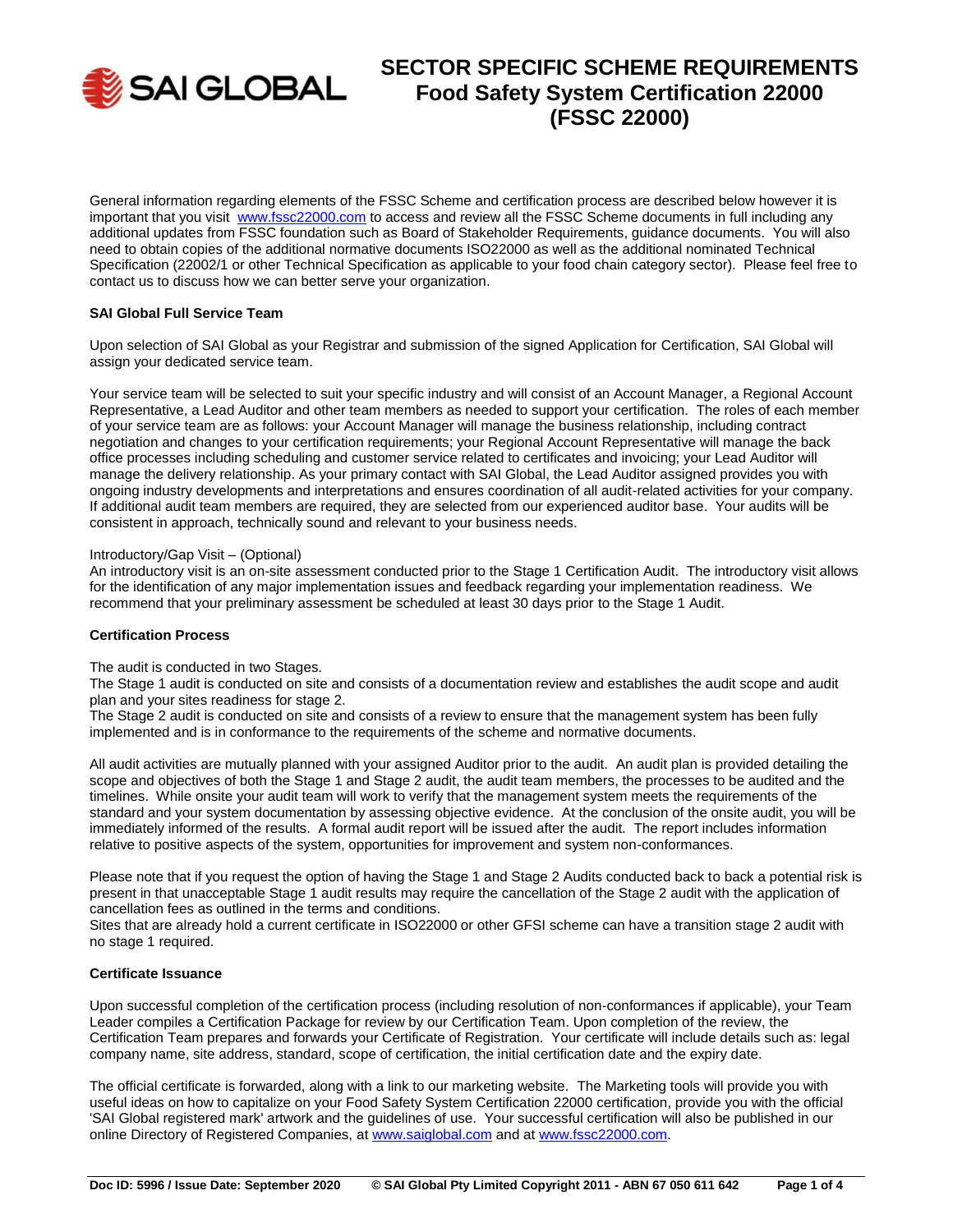# SECTOR SPECIFIC SCHEME REQUIREMENTS
## Food Safety System Certification 22000 (FSSC 22000)

General information regarding elements of the FSSC Scheme and certification process are described below however it is important that you visit www.fssc22000.com to access and review all the FSSC Scheme documents in full including any additional updates from FSSC foundation such as Board of Stakeholder Requirements, guidance documents. You will also need to obtain copies of the additional normative documents ISO22000 as well as the additional nominated Technical Specification (22002/1 or other Technical Specification as applicable to your food chain category sector). Please feel free to contact us to discuss how we can better serve your organization.

**SAI Global Full Service Team**

Upon selection of SAI Global as your Registrar and submission of the signed Application for Certification, SAI Global will assign your dedicated service team.

Your service team will be selected to suit your specific industry and will consist of an Account Manager, a Regional Account Representative, a Lead Auditor and other team members as needed to support your certification. The roles of each member of your service team are as follows: your Account Manager will manage the business relationship, including contract negotiation and changes to your certification requirements; your Regional Account Representative will manage the back office processes including scheduling and customer service related to certificates and invoicing; your Lead Auditor will manage the delivery relationship. As your primary contact with SAI Global, the Lead Auditor assigned provides you with ongoing industry developments and interpretations and ensures coordination of all audit-related activities for your company. If additional audit team members are required, they are selected from our experienced auditor base. Your audits will be consistent in approach, technically sound and relevant to your business needs.

Introductory/Gap Visit – (Optional)
An introductory visit is an on-site assessment conducted prior to the Stage 1 Certification Audit. The introductory visit allows for the identification of any major implementation issues and feedback regarding your implementation readiness. We recommend that your preliminary assessment be scheduled at least 30 days prior to the Stage 1 Audit.

**Certification Process**

The audit is conducted in two Stages.
The Stage 1 audit is conducted on site and consists of a documentation review and establishes the audit scope and audit plan and your sites readiness for stage 2.
The Stage 2 audit is conducted on site and consists of a review to ensure that the management system has been fully implemented and is in conformance to the requirements of the scheme and normative documents.

All audit activities are mutually planned with your assigned Auditor prior to the audit. An audit plan is provided detailing the scope and objectives of both the Stage 1 and Stage 2 audit, the audit team members, the processes to be audited and the timelines. While onsite your audit team will work to verify that the management system meets the requirements of the standard and your system documentation by assessing objective evidence. At the conclusion of the onsite audit, you will be immediately informed of the results. A formal audit report will be issued after the audit. The report includes information relative to positive aspects of the system, opportunities for improvement and system non-conformances.

Please note that if you request the option of having the Stage 1 and Stage 2 Audits conducted back to back a potential risk is present in that unacceptable Stage 1 audit results may require the cancellation of the Stage 2 audit with the application of cancellation fees as outlined in the terms and conditions.
Sites that are already hold a current certificate in ISO22000 or other GFSI scheme can have a transition stage 2 audit with no stage 1 required.

**Certificate Issuance**

Upon successful completion of the certification process (including resolution of non-conformances if applicable), your Team Leader compiles a Certification Package for review by our Certification Team. Upon completion of the review, the Certification Team prepares and forwards your Certificate of Registration. Your certificate will include details such as: legal company name, site address, standard, scope of certification, the initial certification date and the expiry date.

The official certificate is forwarded, along with a link to our marketing website. The Marketing tools will provide you with useful ideas on how to capitalize on your Food Safety System Certification 22000 certification, provide you with the official 'SAI Global registered mark' artwork and the guidelines of use. Your successful certification will also be published in our online Directory of Registered Companies, at www.saiglobal.com and at www.fssc22000.com.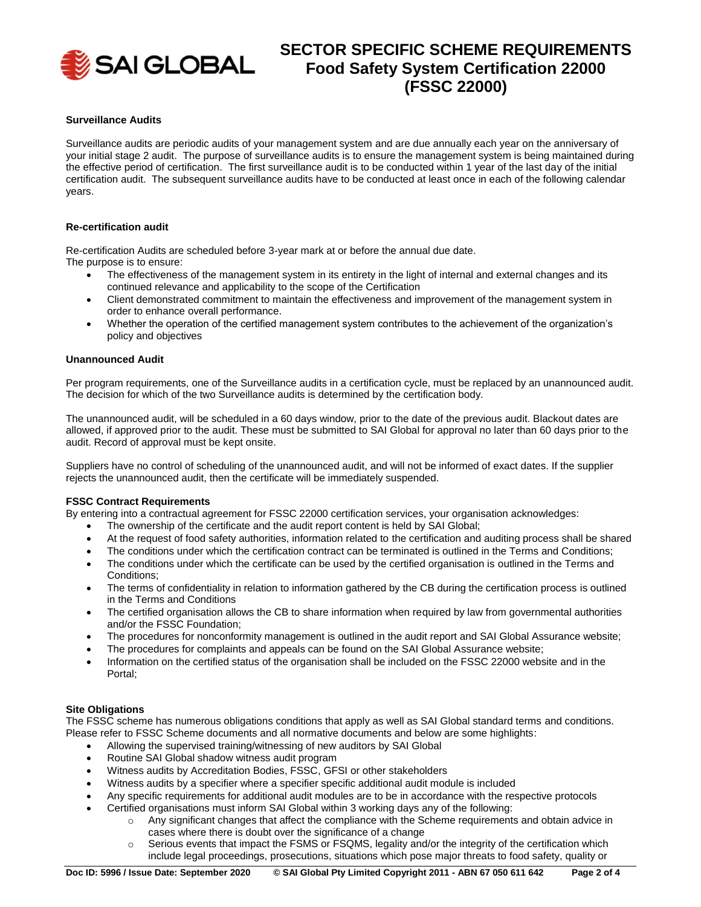### Surveillance Audits

Surveillance audits are periodic audits of your management system and are due annually each year on the anniversary of your initial stage 2 audit. The purpose of surveillance audits is to ensure the management system is being maintained during the effective period of certification. The first surveillance audit is to be conducted within 1 year of the last day of the initial certification audit. The subsequent surveillance audits have to be conducted at least once in each of the following calendar years.

### Re-certification audit

Re-certification Audits are scheduled before 3-year mark at or before the annual due date.
The purpose is to ensure:

- The effectiveness of the management system in its entirety in the light of internal and external changes and its continued relevance and applicability to the scope of the Certification
- Client demonstrated commitment to maintain the effectiveness and improvement of the management system in order to enhance overall performance.
- Whether the operation of the certified management system contributes to the achievement of the organization's policy and objectives

### Unannounced Audit

Per program requirements, one of the Surveillance audits in a certification cycle, must be replaced by an unannounced audit. The decision for which of the two Surveillance audits is determined by the certification body.

The unannounced audit, will be scheduled in a 60 days window, prior to the date of the previous audit. Blackout dates are allowed, if approved prior to the audit. These must be submitted to SAI Global for approval no later than 60 days prior to the audit. Record of approval must be kept onsite.

Suppliers have no control of scheduling of the unannounced audit, and will not be informed of exact dates. If the supplier rejects the unannounced audit, then the certificate will be immediately suspended.

### FSSC Contract Requirements

By entering into a contractual agreement for FSSC 22000 certification services, your organisation acknowledges:

- The ownership of the certificate and the audit report content is held by SAI Global;
- At the request of food safety authorities, information related to the certification and auditing process shall be shared
- The conditions under which the certification contract can be terminated is outlined in the Terms and Conditions;
- The conditions under which the certificate can be used by the certified organisation is outlined in the Terms and Conditions;
- The terms of confidentiality in relation to information gathered by the CB during the certification process is outlined in the Terms and Conditions
- The certified organisation allows the CB to share information when required by law from governmental authorities and/or the FSSC Foundation;
- The procedures for nonconformity management is outlined in the audit report and SAI Global Assurance website;
- The procedures for complaints and appeals can be found on the SAI Global Assurance website;
- Information on the certified status of the organisation shall be included on the FSSC 22000 website and in the Portal;

### Site Obligations

The FSSC scheme has numerous obligations conditions that apply as well as SAI Global standard terms and conditions. Please refer to FSSC Scheme documents and all normative documents and below are some highlights:

- Allowing the supervised training/witnessing of new auditors by SAI Global
- Routine SAI Global shadow witness audit program
- Witness audits by Accreditation Bodies, FSSC, GFSI or other stakeholders
- Witness audits by a specifier where a specifier specific additional audit module is included
- Any specific requirements for additional audit modules are to be in accordance with the respective protocols
- Certified organisations must inform SAI Global within 3 working days any of the following:
    - Any significant changes that affect the compliance with the Scheme requirements and obtain advice in cases where there is doubt over the significance of a change
    - Serious events that impact the FSMS or FSQMS, legality and/or the integrity of the certification which include legal proceedings, prosecutions, situations which pose major threats to food safety, quality or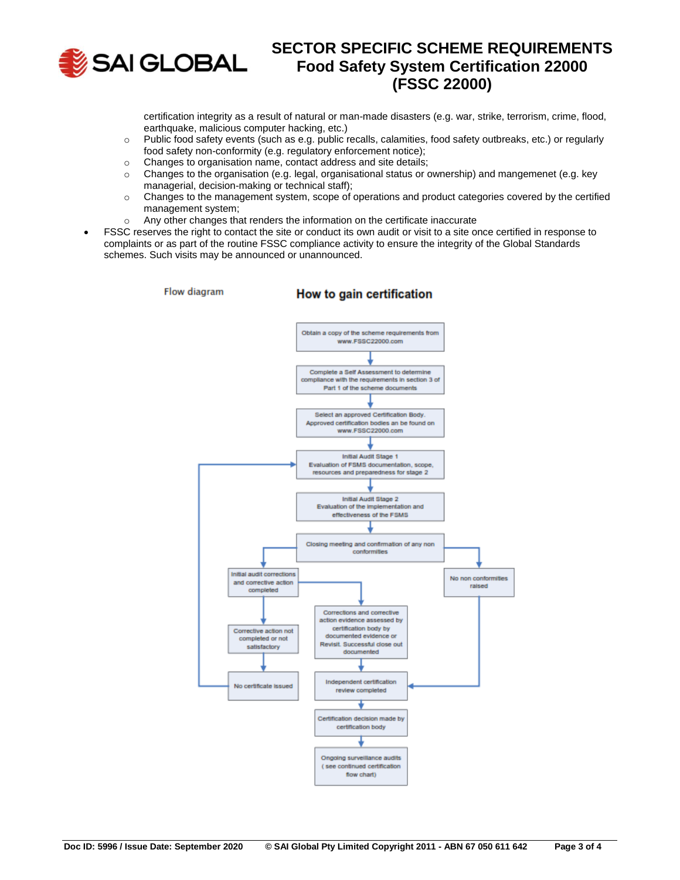certification integrity as a result of natural or man-made disasters (e.g. war, strike, terrorism, crime, flood, earthquake, malicious computer hacking, etc.)

  - Public food safety events (such as e.g. public recalls, calamities, food safety outbreaks, etc.) or regularly food safety non-conformity (e.g. regulatory enforcement notice);
  - Changes to organisation name, contact address and site details;
  - Changes to the organisation (e.g. legal, organisational status or ownership) and mangemenet (e.g. key managerial, decision-making or technical staff);
  - Changes to the management system, scope of operations and product categories covered by the certified management system;
  - Any other changes that renders the information on the certificate inaccurate

- FSSC reserves the right to contact the site or conduct its own audit or visit to a site once certified in response to complaints or as part of the routine FSSC compliance activity to ensure the integrity of the Global Standards schemes. Such visits may be announced or unannounced.

Flow diagram

## How to gain certification

1. Obtain a copy of the scheme requirements from www.FSSC22000.com
2. Complete a Self Assessment to determine compliance with the requirements in section 3 of Part 1 of the scheme documents
3. Select an approved Certification Body. Approved certification bodies an be found on www.FSSC22000.com
4. Initial Audit Stage 1 – Evaluation of FSMS documentation, scope, resources and preparedness for stage 2
5. Initial Audit Stage 2 – Evaluation of the implementation and effectiveness of the FSMS
6. Closing meeting and confirmation of any non conformities
   - Initial audit corrections and corrective action completed
     - Corrections and corrective action evidence assessed by certification body by documented evidence or Revisit. Successful close out documented → Independent certification review completed
     - Corrective action not completed or not satisfactory → No certificate issued → (return to Initial Audit Stage 1)
   - No non conformities raised → Independent certification review completed
7. Independent certification review completed
8. Certification decision made by certification body
9. Ongoing surveillance audits ( see continued certification flow chart)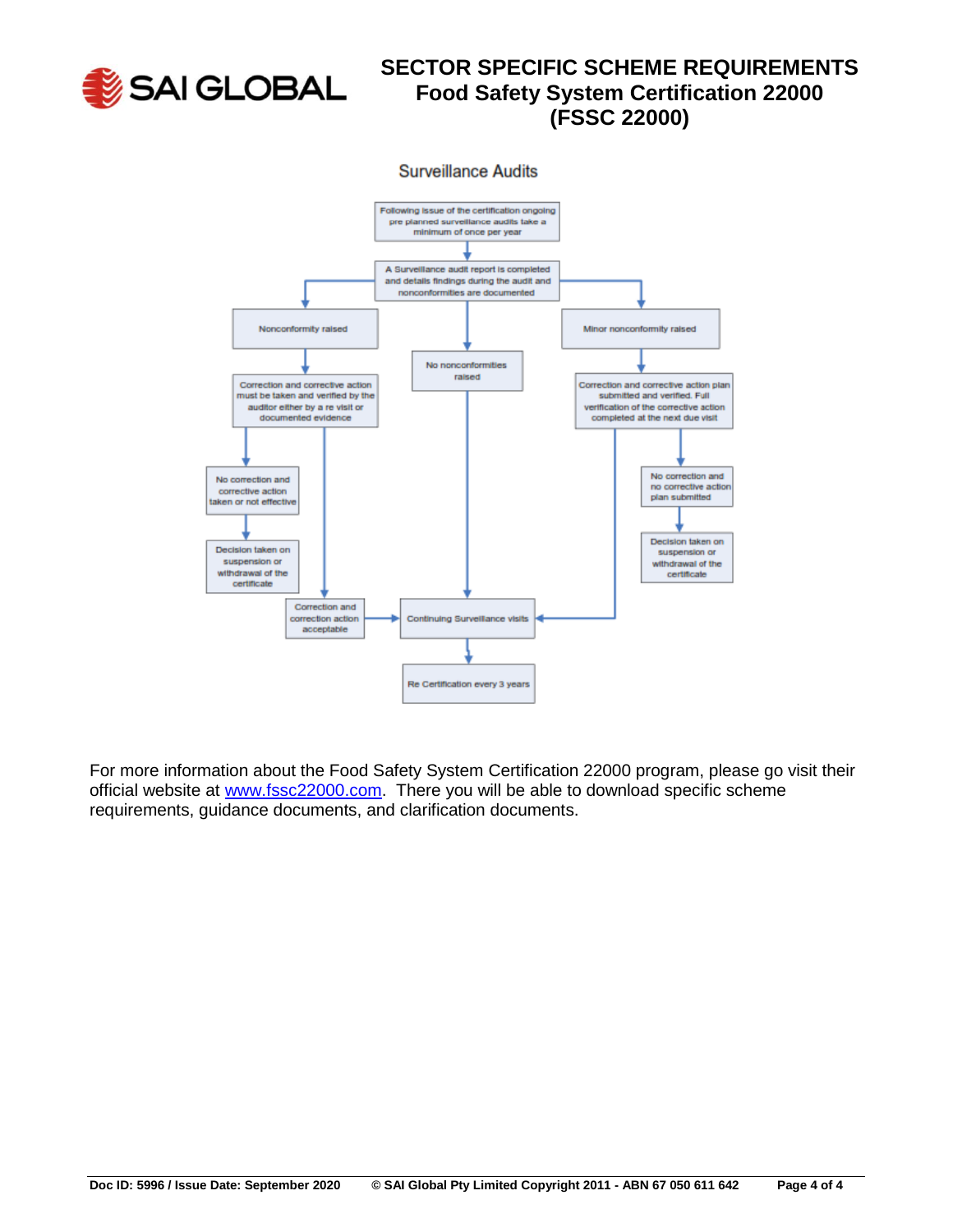# SECTOR SPECIFIC SCHEME REQUIREMENTS Food Safety System Certification 22000 (FSSC 22000)

Surveillance Audits

Following issue of the certification ongoing pre planned surveillance audits take a minimum of once per year

A Surveillance audit report is completed and details findings during the audit and nonconformities are documented

Nonconformity raised

No nonconformities raised

Minor nonconformity raised

Correction and corrective action must be taken and verified by the auditor either by a re visit or documented evidence

Correction and corrective action plan submitted and verified. Full verification of the corrective action completed at the next due visit

No correction and corrective action taken or not effective

No correction and no corrective action plan submitted

Decision taken on suspension or withdrawal of the certificate

Decision taken on suspension or withdrawal of the certificate

Correction and correction action acceptable

Continuing Surveillance visits

Re Certification every 3 years

For more information about the Food Safety System Certification 22000 program, please go visit their official website at [www.fssc22000.com](http://www.fssc22000.com). There you will be able to download specific scheme requirements, guidance documents, and clarification documents.